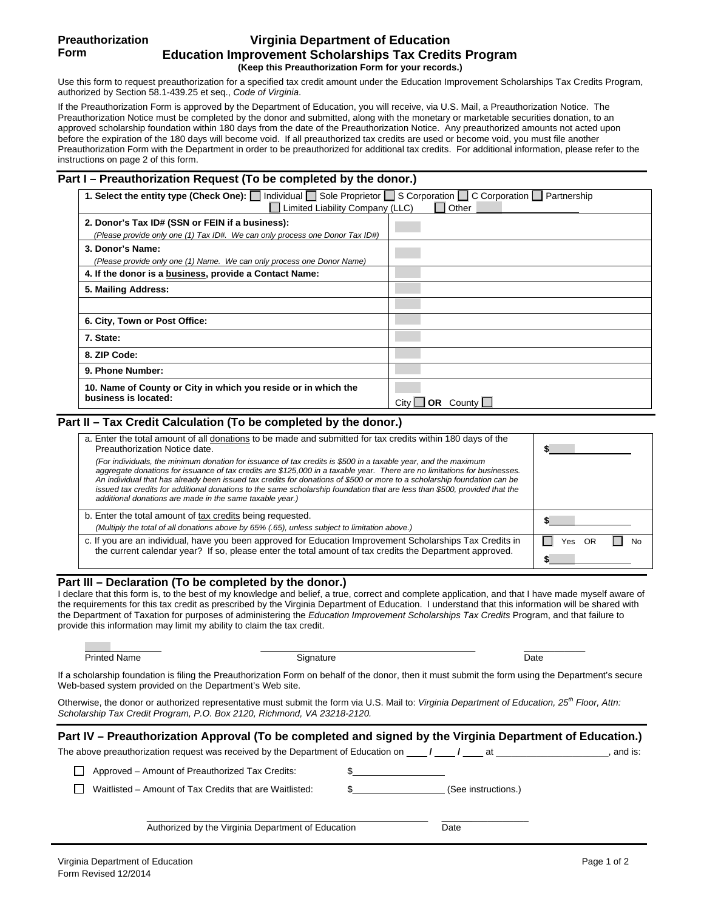**Preauthorization Form**

# Virginia Department of Education
## Education Improvement Scholarships Tax Credits Program
**(Keep this Preauthorization Form for your records.)**

Use this form to request preauthorization for a specified tax credit amount under the Education Improvement Scholarships Tax Credits Program, authorized by Section 58.1-439.25 et seq., *Code of Virginia*.

If the Preauthorization Form is approved by the Department of Education, you will receive, via U.S. Mail, a Preauthorization Notice. The Preauthorization Notice must be completed by the donor and submitted, along with the monetary or marketable securities donation, to an approved scholarship foundation within 180 days from the date of the Preauthorization Notice. Any preauthorized amounts not acted upon before the expiration of the 180 days will become void. If all preauthorized tax credits are used or become void, you must file another Preauthorization Form with the Department in order to be preauthorized for additional tax credits. For additional information, please refer to the instructions on page 2 of this form.

## Part I – Preauthorization Request (To be completed by the donor.)

**1. Select the entity type (Check One):** ☐ Individual ☐ Sole Proprietor ☐ S Corporation ☐ C Corporation ☐ Partnership ☐ Limited Liability Company (LLC) ☐ Other ____________

| | |
|---|---|
| **2. Donor's Tax ID# (SSN or FEIN if a business):** *(Please provide only one (1) Tax ID#. We can only process one Donor Tax ID#)* | |
| **3. Donor's Name:** *(Please provide only one (1) Name. We can only process one Donor Name)* | |
| **4. If the donor is a business, provide a Contact Name:** | |
| **5. Mailing Address:** | |
| | |
| **6. City, Town or Post Office:** | |
| **7. State:** | |
| **8. ZIP Code:** | |
| **9. Phone Number:** | |
| **10. Name of County or City in which you reside or in which the business is located:** | City ☐ **OR** County ☐ |

## Part II – Tax Credit Calculation (To be completed by the donor.)

| | |
|---|---|
| a. Enter the total amount of all donations to be made and submitted for tax credits within 180 days of the Preauthorization Notice date. *(For individuals, the minimum donation for issuance of tax credits is $500 in a taxable year, and the maximum aggregate donations for issuance of tax credits are $125,000 in a taxable year. There are no limitations for businesses. An individual that has already been issued tax credits for donations of $500 or more to a scholarship foundation can be issued tax credits for additional donations to the same scholarship foundation that are less than $500, provided that the additional donations are made in the same taxable year.)* | $ |
| b. Enter the total amount of tax credits being requested. *(Multiply the total of all donations above by 65% (.65), unless subject to limitation above.)* | $ |
| c. If you are an individual, have you been approved for Education Improvement Scholarships Tax Credits in the current calendar year? If so, please enter the total amount of tax credits the Department approved. | ☐ Yes OR ☐ No $ |

## Part III – Declaration (To be completed by the donor.)

I declare that this form is, to the best of my knowledge and belief, a true, correct and complete application, and that I have made myself aware of the requirements for this tax credit as prescribed by the Virginia Department of Education. I understand that this information will be shared with the Department of Taxation for purposes of administering the *Education Improvement Scholarships Tax Credits* Program, and that failure to provide this information may limit my ability to claim the tax credit.

Printed Name ____________ Signature ____________ Date ____________

If a scholarship foundation is filing the Preauthorization Form on behalf of the donor, then it must submit the form using the Department's secure Web-based system provided on the Department's Web site.

Otherwise, the donor or authorized representative must submit the form via U.S. Mail to: *Virginia Department of Education, 25th Floor, Attn: Scholarship Tax Credit Program, P.O. Box 2120, Richmond, VA 23218-2120.*

## Part IV – Preauthorization Approval (To be completed and signed by the Virginia Department of Education.)

The above preauthorization request was received by the Department of Education on ____ / ____ / ____ at ____________________, and is:

☐ Approved – Amount of Preauthorized Tax Credits: $________________

☐ Waitlisted – Amount of Tax Credits that are Waitlisted: $________________ (See instructions.)

Authorized by the Virginia Department of Education ____________ Date ____________

Virginia Department of Education
Form Revised 12/2014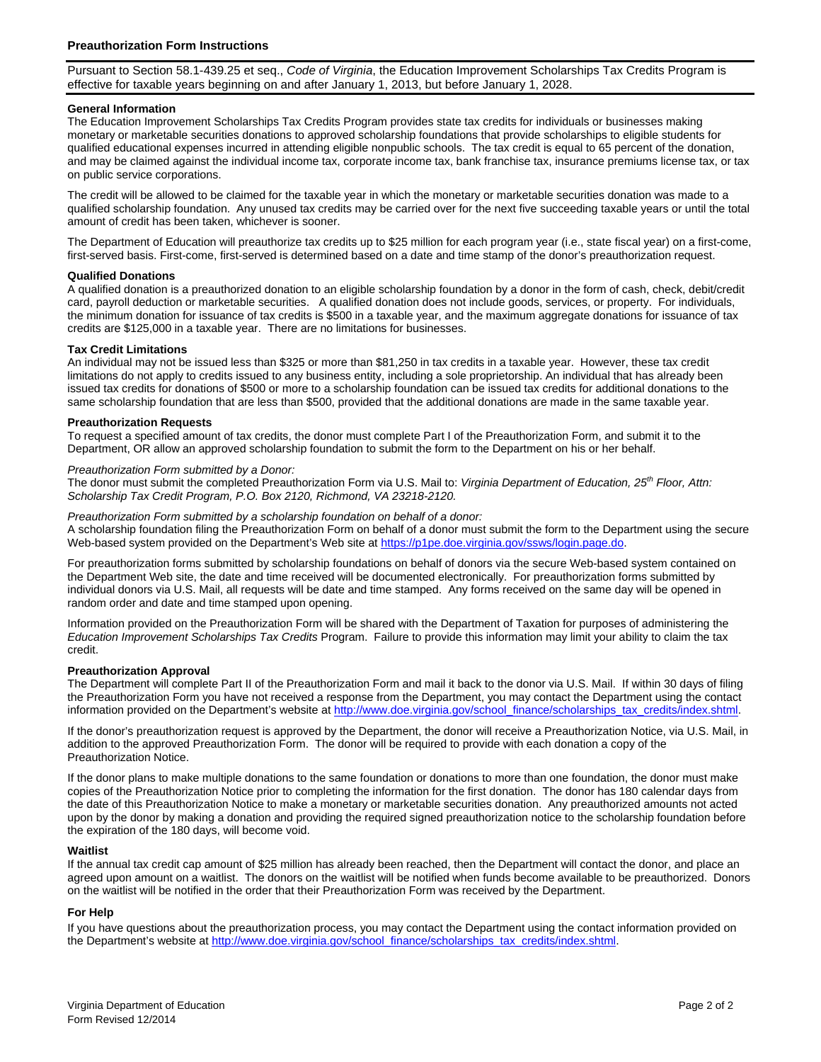## Preauthorization Form Instructions

Pursuant to Section 58.1-439.25 et seq., *Code of Virginia*, the Education Improvement Scholarships Tax Credits Program is effective for taxable years beginning on and after January 1, 2013, but before January 1, 2028.

### General Information

The Education Improvement Scholarships Tax Credits Program provides state tax credits for individuals or businesses making monetary or marketable securities donations to approved scholarship foundations that provide scholarships to eligible students for qualified educational expenses incurred in attending eligible nonpublic schools. The tax credit is equal to 65 percent of the donation, and may be claimed against the individual income tax, corporate income tax, bank franchise tax, insurance premiums license tax, or tax on public service corporations.

The credit will be allowed to be claimed for the taxable year in which the monetary or marketable securities donation was made to a qualified scholarship foundation. Any unused tax credits may be carried over for the next five succeeding taxable years or until the total amount of credit has been taken, whichever is sooner.

The Department of Education will preauthorize tax credits up to $25 million for each program year (i.e., state fiscal year) on a first-come, first-served basis. First-come, first-served is determined based on a date and time stamp of the donor's preauthorization request.

### Qualified Donations

A qualified donation is a preauthorized donation to an eligible scholarship foundation by a donor in the form of cash, check, debit/credit card, payroll deduction or marketable securities. A qualified donation does not include goods, services, or property. For individuals, the minimum donation for issuance of tax credits is $500 in a taxable year, and the maximum aggregate donations for issuance of tax credits are $125,000 in a taxable year. There are no limitations for businesses.

### Tax Credit Limitations

An individual may not be issued less than $325 or more than $81,250 in tax credits in a taxable year. However, these tax credit limitations do not apply to credits issued to any business entity, including a sole proprietorship. An individual that has already been issued tax credits for donations of $500 or more to a scholarship foundation can be issued tax credits for additional donations to the same scholarship foundation that are less than $500, provided that the additional donations are made in the same taxable year.

### Preauthorization Requests

To request a specified amount of tax credits, the donor must complete Part I of the Preauthorization Form, and submit it to the Department, OR allow an approved scholarship foundation to submit the form to the Department on his or her behalf.

*Preauthorization Form submitted by a Donor:*

The donor must submit the completed Preauthorization Form via U.S. Mail to: *Virginia Department of Education, 25th Floor, Attn: Scholarship Tax Credit Program, P.O. Box 2120, Richmond, VA 23218-2120.*

*Preauthorization Form submitted by a scholarship foundation on behalf of a donor:*

A scholarship foundation filing the Preauthorization Form on behalf of a donor must submit the form to the Department using the secure Web-based system provided on the Department's Web site at https://p1pe.doe.virginia.gov/ssws/login.page.do.

For preauthorization forms submitted by scholarship foundations on behalf of donors via the secure Web-based system contained on the Department Web site, the date and time received will be documented electronically. For preauthorization forms submitted by individual donors via U.S. Mail, all requests will be date and time stamped. Any forms received on the same day will be opened in random order and date and time stamped upon opening.

Information provided on the Preauthorization Form will be shared with the Department of Taxation for purposes of administering the *Education Improvement Scholarships Tax Credits* Program. Failure to provide this information may limit your ability to claim the tax credit.

### Preauthorization Approval

The Department will complete Part II of the Preauthorization Form and mail it back to the donor via U.S. Mail. If within 30 days of filing the Preauthorization Form you have not received a response from the Department, you may contact the Department using the contact information provided on the Department's website at http://www.doe.virginia.gov/school_finance/scholarships_tax_credits/index.shtml.

If the donor's preauthorization request is approved by the Department, the donor will receive a Preauthorization Notice, via U.S. Mail, in addition to the approved Preauthorization Form. The donor will be required to provide with each donation a copy of the Preauthorization Notice.

If the donor plans to make multiple donations to the same foundation or donations to more than one foundation, the donor must make copies of the Preauthorization Notice prior to completing the information for the first donation. The donor has 180 calendar days from the date of this Preauthorization Notice to make a monetary or marketable securities donation. Any preauthorized amounts not acted upon by the donor by making a donation and providing the required signed preauthorization notice to the scholarship foundation before the expiration of the 180 days, will become void.

### Waitlist

If the annual tax credit cap amount of $25 million has already been reached, then the Department will contact the donor, and place an agreed upon amount on a waitlist. The donors on the waitlist will be notified when funds become available to be preauthorized. Donors on the waitlist will be notified in the order that their Preauthorization Form was received by the Department.

### For Help

If you have questions about the preauthorization process, you may contact the Department using the contact information provided on the Department's website at http://www.doe.virginia.gov/school_finance/scholarships_tax_credits/index.shtml.

Virginia Department of Education
Form Revised 12/2014